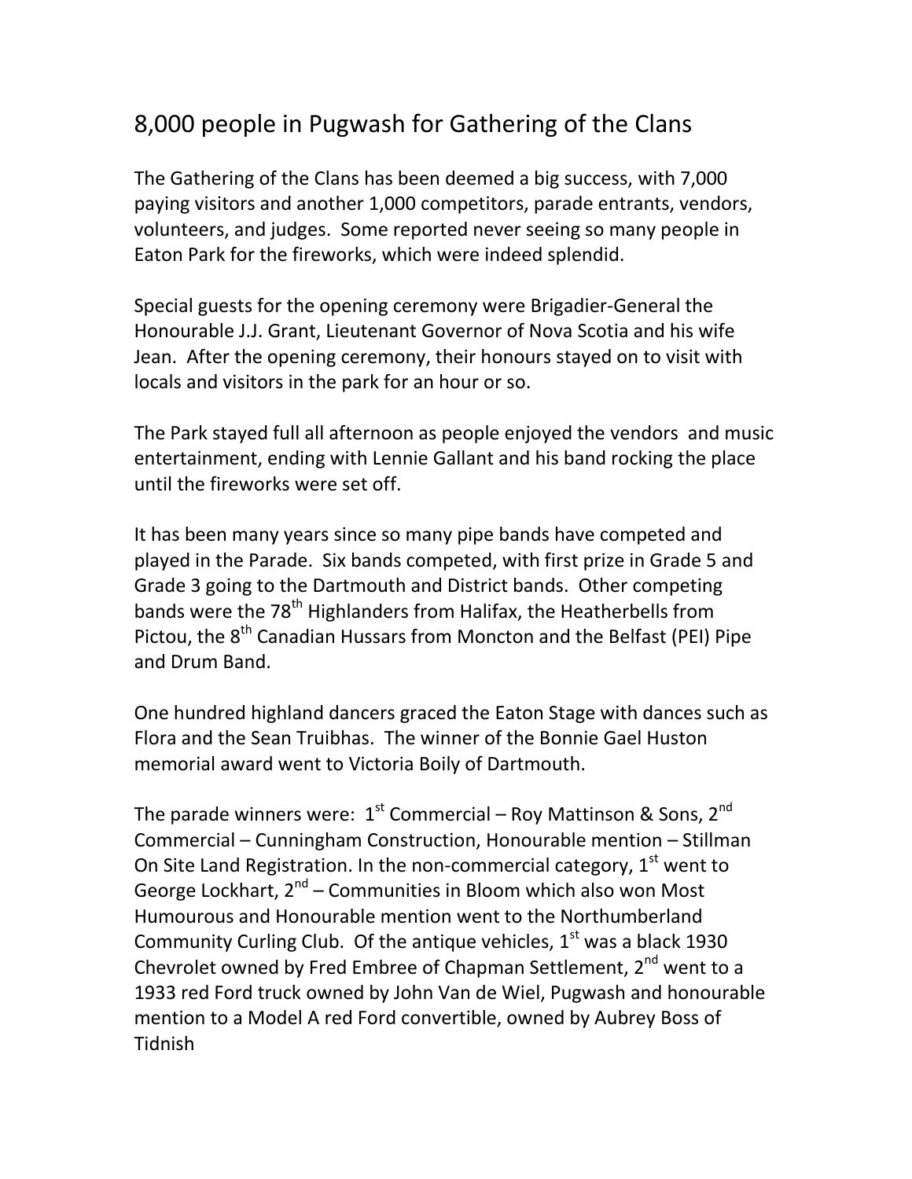# 8,000 people in Pugwash for Gathering of the Clans

The Gathering of the Clans has been deemed a big success, with 7,000 paying visitors and another 1,000 competitors, parade entrants, vendors, volunteers, and judges. Some reported never seeing so many people in Eaton Park for the fireworks, which were indeed splendid.

Special guests for the opening ceremony were Brigadier-General the Honourable J.J. Grant, Lieutenant Governor of Nova Scotia and his wife Jean. After the opening ceremony, their honours stayed on to visit with locals and visitors in the park for an hour or so.

The Park stayed full all afternoon as people enjoyed the vendors and music entertainment, ending with Lennie Gallant and his band rocking the place until the fireworks were set off.

It has been many years since so many pipe bands have competed and played in the Parade. Six bands competed, with first prize in Grade 5 and Grade 3 going to the Dartmouth and District bands. Other competing bands were the 78th Highlanders from Halifax, the Heatherbells from Pictou, the 8th Canadian Hussars from Moncton and the Belfast (PEI) Pipe and Drum Band.

One hundred highland dancers graced the Eaton Stage with dances such as Flora and the Sean Truibhas. The winner of the Bonnie Gael Huston memorial award went to Victoria Boily of Dartmouth.

The parade winners were: 1st Commercial – Roy Mattinson & Sons, 2nd Commercial – Cunningham Construction, Honourable mention – Stillman On Site Land Registration. In the non-commercial category, 1st went to George Lockhart, 2nd – Communities in Bloom which also won Most Humourous and Honourable mention went to the Northumberland Community Curling Club. Of the antique vehicles, 1st was a black 1930 Chevrolet owned by Fred Embree of Chapman Settlement, 2nd went to a 1933 red Ford truck owned by John Van de Wiel, Pugwash and honourable mention to a Model A red Ford convertible, owned by Aubrey Boss of Tidnish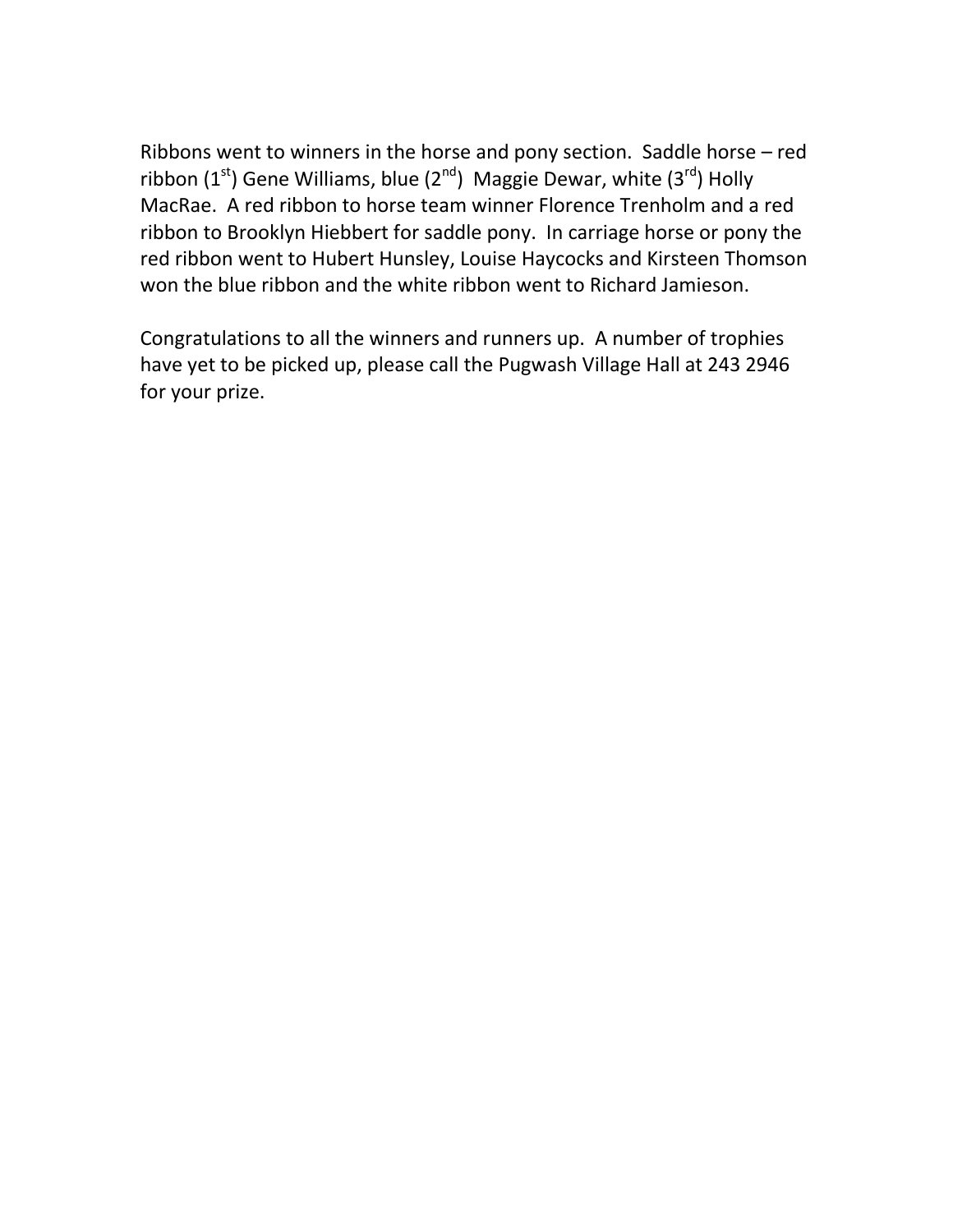Ribbons went to winners in the horse and pony section. Saddle horse – red ribbon (1st) Gene Williams, blue (2nd) Maggie Dewar, white (3rd) Holly MacRae. A red ribbon to horse team winner Florence Trenholm and a red ribbon to Brooklyn Hiebbert for saddle pony. In carriage horse or pony the red ribbon went to Hubert Hunsley, Louise Haycocks and Kirsteen Thomson won the blue ribbon and the white ribbon went to Richard Jamieson.

Congratulations to all the winners and runners up. A number of trophies have yet to be picked up, please call the Pugwash Village Hall at 243 2946 for your prize.